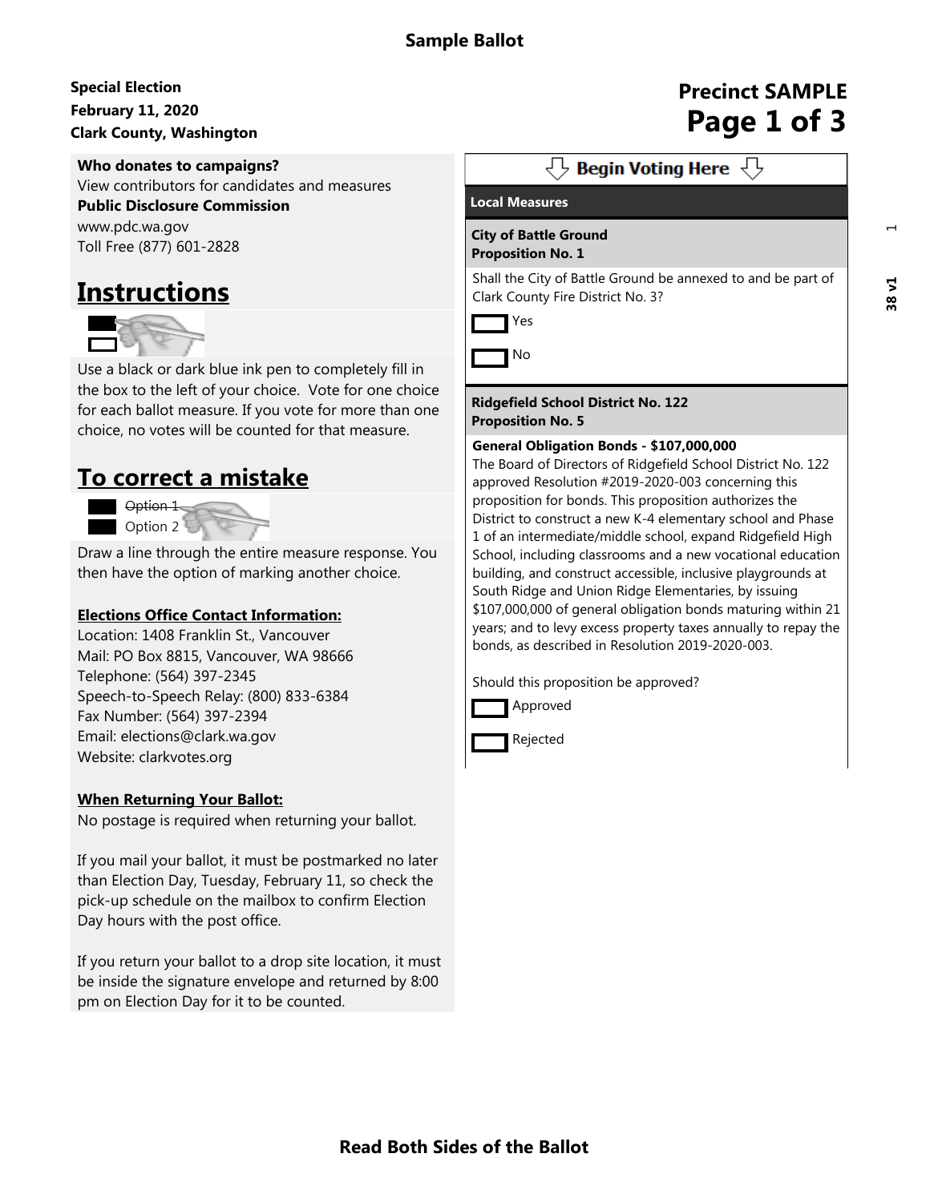# Sample Ballot

**Special Election**
**February 11, 2020**
**Clark County, Washington**

**Precinct SAMPLE**

**Who donates to campaigns?**
View contributors for candidates and measures
**Public Disclosure Commission**
www.pdc.wa.gov
Toll Free (877) 601-2828

## Instructions

Use a black or dark blue ink pen to completely fill in the box to the left of your choice. Vote for one choice for each ballot measure. If you vote for more than one choice, no votes will be counted for that measure.

## To correct a mistake

~~Option 1~~
Option 2

Draw a line through the entire measure response. You then have the option of marking another choice.

**Elections Office Contact Information:**
Location: 1408 Franklin St., Vancouver
Mail: PO Box 8815, Vancouver, WA 98666
Telephone: (564) 397-2345
Speech-to-Speech Relay: (800) 833-6384
Fax Number: (564) 397-2394
Email: elections@clark.wa.gov
Website: clarkvotes.org

**When Returning Your Ballot:**
No postage is required when returning your ballot.

If you mail your ballot, it must be postmarked no later than Election Day, Tuesday, February 11, so check the pick-up schedule on the mailbox to confirm Election Day hours with the post office.

If you return your ballot to a drop site location, it must be inside the signature envelope and returned by 8:00 pm on Election Day for it to be counted.

**Begin Voting Here**

## Local Measures

**City of Battle Ground**
**Proposition No. 1**

Shall the City of Battle Ground be annexed to and be part of Clark County Fire District No. 3?

- [ ] Yes
- [ ] No

**Ridgefield School District No. 122**
**Proposition No. 5**

**General Obligation Bonds - $107,000,000**
The Board of Directors of Ridgefield School District No. 122 approved Resolution #2019-2020-003 concerning this proposition for bonds. This proposition authorizes the District to construct a new K-4 elementary school and Phase 1 of an intermediate/middle school, expand Ridgefield High School, including classrooms and a new vocational education building, and construct accessible, inclusive playgrounds at South Ridge and Union Ridge Elementaries, by issuing $107,000,000 of general obligation bonds maturing within 21 years; and to levy excess property taxes annually to repay the bonds, as described in Resolution 2019-2020-003.

Should this proposition be approved?

- [ ] Approved
- [ ] Rejected

**Read Both Sides of the Ballot**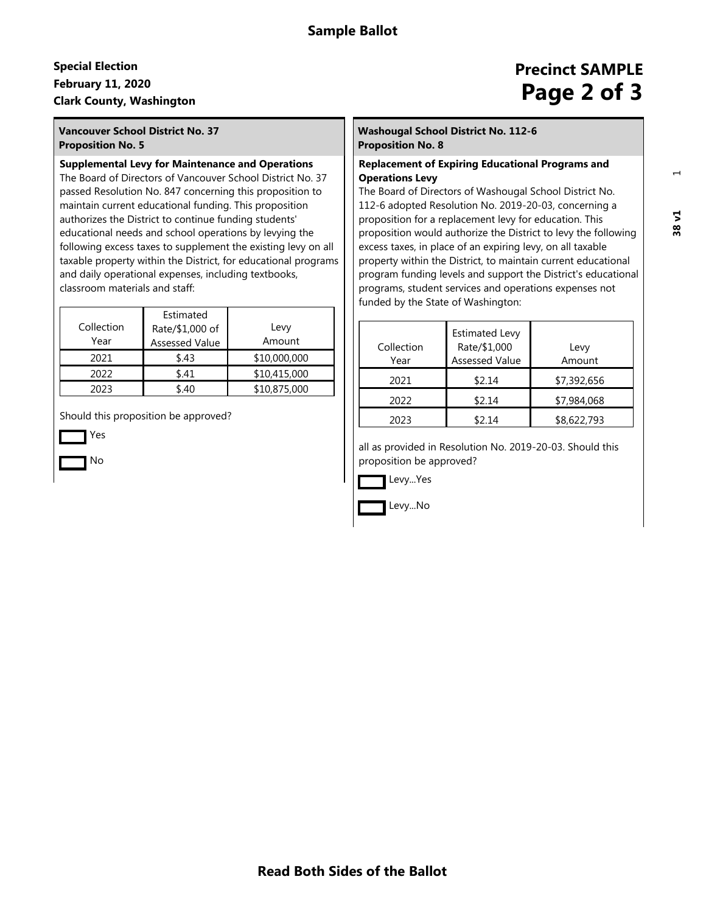# Sample Ballot

**Special Election**
**February 11, 2020**
**Clark County, Washington**

**Precinct SAMPLE**

## Vancouver School District No. 37
## Proposition No. 5

**Supplemental Levy for Maintenance and Operations**

The Board of Directors of Vancouver School District No. 37 passed Resolution No. 847 concerning this proposition to maintain current educational funding. This proposition authorizes the District to continue funding students' educational needs and school operations by levying the following excess taxes to supplement the existing levy on all taxable property within the District, for educational programs and daily operational expenses, including textbooks, classroom materials and staff:

| Collection Year | Estimated Rate/$1,000 of Assessed Value | Levy Amount |
|---|---|---|
| 2021 | $.43 | $10,000,000 |
| 2022 | $.41 | $10,415,000 |
| 2023 | $.40 | $10,875,000 |

Should this proposition be approved?

- [ ] Yes
- [ ] No

## Washougal School District No. 112-6
## Proposition No. 8

**Replacement of Expiring Educational Programs and Operations Levy**

The Board of Directors of Washougal School District No. 112-6 adopted Resolution No. 2019-20-03, concerning a proposition for a replacement levy for education. This proposition would authorize the District to levy the following excess taxes, in place of an expiring levy, on all taxable property within the District, to maintain current educational program funding levels and support the District's educational programs, student services and operations expenses not funded by the State of Washington:

| Collection Year | Estimated Levy Rate/$1,000 Assessed Value | Levy Amount |
|---|---|---|
| 2021 | $2.14 | $7,392,656 |
| 2022 | $2.14 | $7,984,068 |
| 2023 | $2.14 | $8,622,793 |

all as provided in Resolution No. 2019-20-03. Should this proposition be approved?

- [ ] Levy...Yes
- [ ] Levy...No

**Read Both Sides of the Ballot**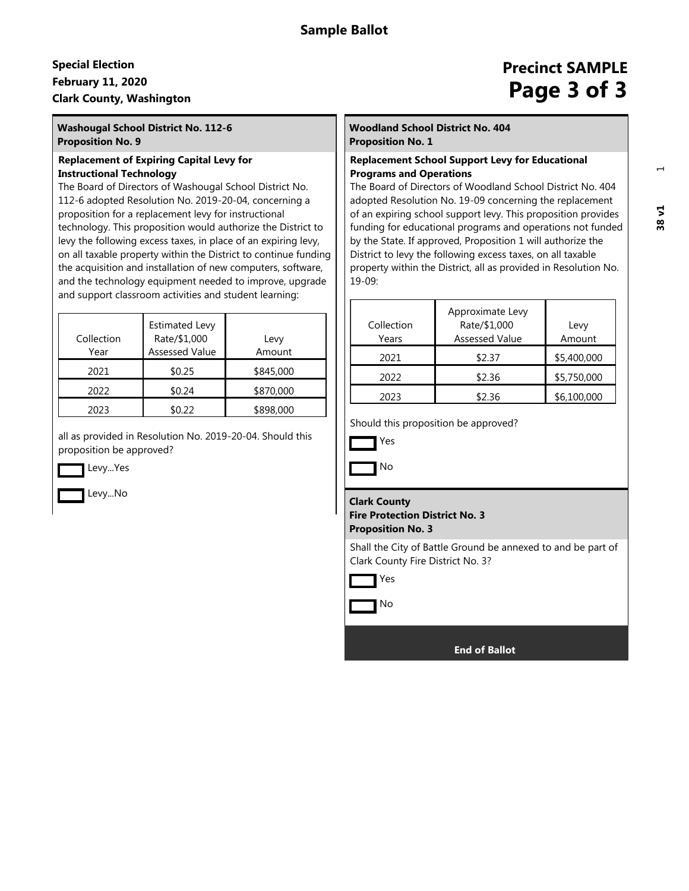# Sample Ballot

**Special Election**
**February 11, 2020**
**Clark County, Washington**

**Precinct SAMPLE**

### Washougal School District No. 112-6
### Proposition No. 9

**Replacement of Expiring Capital Levy for Instructional Technology**

The Board of Directors of Washougal School District No. 112-6 adopted Resolution No. 2019-20-04, concerning a proposition for a replacement levy for instructional technology. This proposition would authorize the District to levy the following excess taxes, in place of an expiring levy, on all taxable property within the District to continue funding the acquisition and installation of new computers, software, and the technology equipment needed to improve, upgrade and support classroom activities and student learning:

| Collection Year | Estimated Levy Rate/$1,000 Assessed Value | Levy Amount |
|---|---|---|
| 2021 | $0.25 | $845,000 |
| 2022 | $0.24 | $870,000 |
| 2023 | $0.22 | $898,000 |

all as provided in Resolution No. 2019-20-04. Should this proposition be approved?

☐ Levy...Yes

☐ Levy...No

### Woodland School District No. 404
### Proposition No. 1

**Replacement School Support Levy for Educational Programs and Operations**

The Board of Directors of Woodland School District No. 404 adopted Resolution No. 19-09 concerning the replacement of an expiring school support levy. This proposition provides funding for educational programs and operations not funded by the State. If approved, Proposition 1 will authorize the District to levy the following excess taxes, on all taxable property within the District, all as provided in Resolution No. 19-09:

| Collection Years | Approximate Levy Rate/$1,000 Assessed Value | Levy Amount |
|---|---|---|
| 2021 | $2.37 | $5,400,000 |
| 2022 | $2.36 | $5,750,000 |
| 2023 | $2.36 | $6,100,000 |

Should this proposition be approved?

☐ Yes

☐ No

### Clark County
### Fire Protection District No. 3
### Proposition No. 3

Shall the City of Battle Ground be annexed to and be part of Clark County Fire District No. 3?

☐ Yes

☐ No

**End of Ballot**